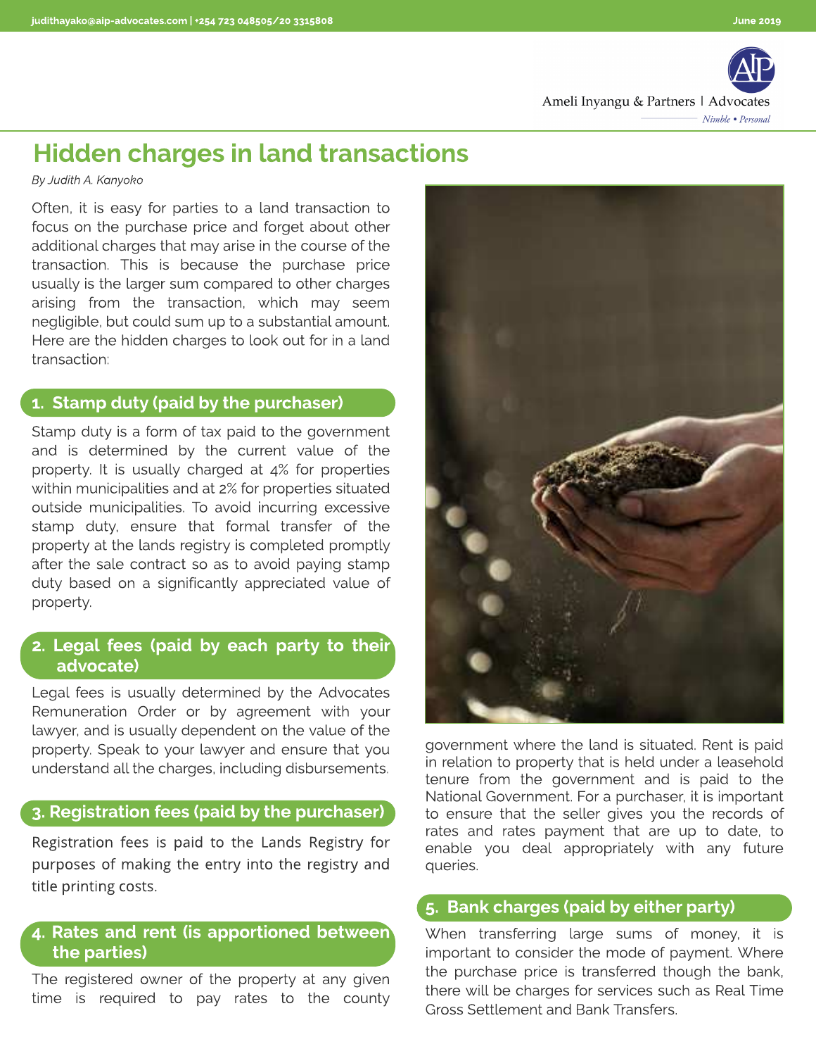# Hidden charges in land transactions

*By Judith A. Kanyoko*

Often, it is easy for parties to a land transaction to focus on the purchase price and forget about other additional charges that may arise in the course of the transaction. This is because the purchase price usually is the larger sum compared to other charges arising from the transaction, which may seem negligible, but could sum up to a substantial amount. Here are the hidden charges to look out for in a land transaction:

## 1. Stamp duty (paid by the purchaser)

Stamp duty is a form of tax paid to the government and is determined by the current value of the property. It is usually charged at 4% for properties within municipalities and at 2% for properties situated outside municipalities. To avoid incurring excessive stamp duty, ensure that formal transfer of the property at the lands registry is completed promptly after the sale contract so as to avoid paying stamp duty based on a significantly appreciated value of property.

## 2. Legal fees (paid by each party to their advocate)

Legal fees is usually determined by the Advocates Remuneration Order or by agreement with your lawyer, and is usually dependent on the value of the property. Speak to your lawyer and ensure that you understand all the charges, including disbursements.

## 3. Registration fees (paid by the purchaser)

Registration fees is paid to the Lands Registry for purposes of making the entry into the registry and title printing costs.

## 4. Rates and rent (is apportioned between the parties)

The registered owner of the property at any given time is required to pay rates to the county government where the land is situated. Rent is paid in relation to property that is held under a leasehold tenure from the government and is paid to the National Government. For a purchaser, it is important to ensure that the seller gives you the records of rates and rates payment that are up to date, to enable you deal appropriately with any future queries.

## 5. Bank charges (paid by either party)

When transferring large sums of money, it is important to consider the mode of payment. Where the purchase price is transferred though the bank, there will be charges for services such as Real Time Gross Settlement and Bank Transfers.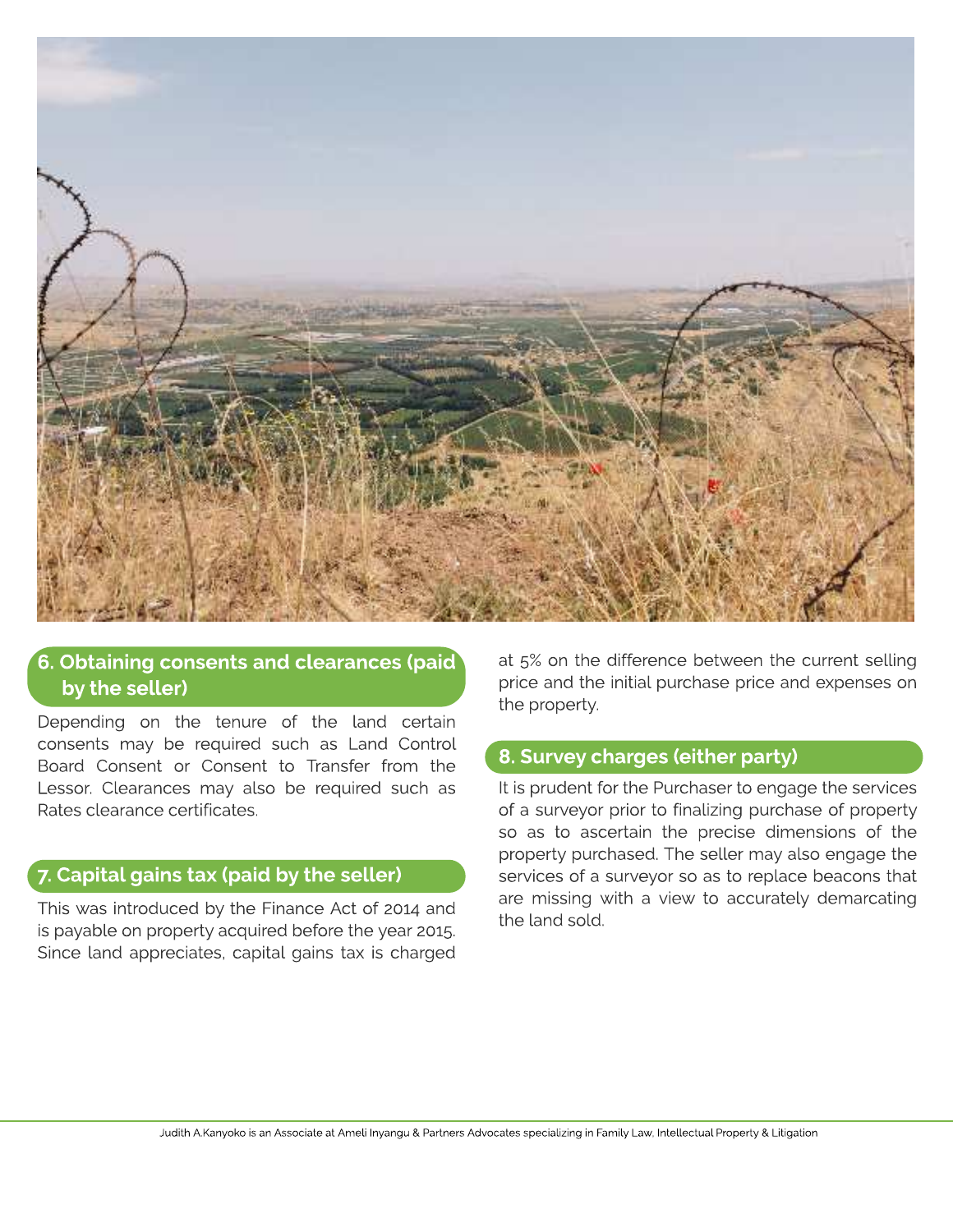## 6. Obtaining consents and clearances (paid by the seller)

Depending on the tenure of the land certain consents may be required such as Land Control Board Consent or Consent to Transfer from the Lessor. Clearances may also be required such as Rates clearance certificates.

## 7. Capital gains tax (paid by the seller)

This was introduced by the Finance Act of 2014 and is payable on property acquired before the year 2015. Since land appreciates, capital gains tax is charged at 5% on the difference between the current selling price and the initial purchase price and expenses on the property.

## 8. Survey charges (either party)

It is prudent for the Purchaser to engage the services of a surveyor prior to finalizing purchase of property so as to ascertain the precise dimensions of the property purchased. The seller may also engage the services of a surveyor so as to replace beacons that are missing with a view to accurately demarcating the land sold.

Judith A.Kanyoko is an Associate at Ameli Inyangu & Partners Advocates specializing in Family Law, Intellectual Property & Litigation